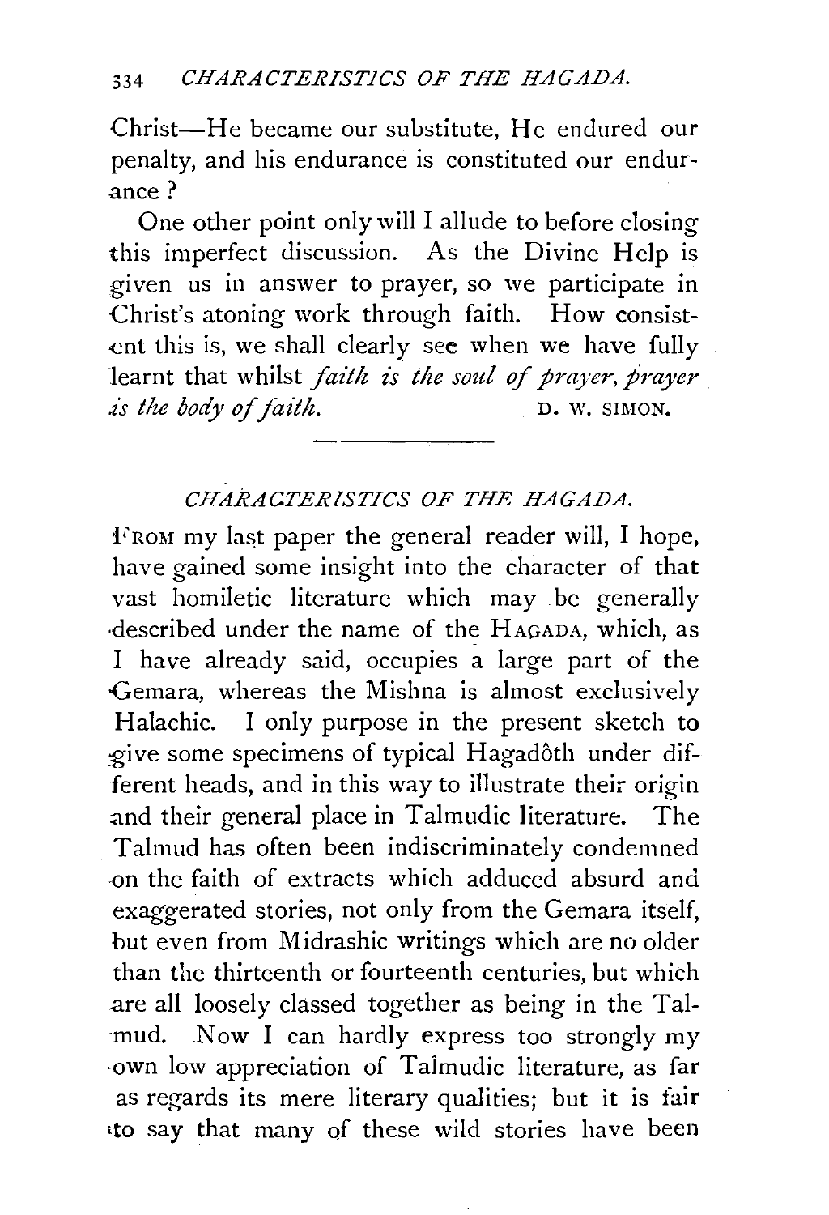Christ—He became our substitute, He endured our penalty, and his endurance is constituted our endurance?

One other point only will I allude to before closing this imperfect discussion. As the Divine Help is given us in answer to prayer, so we participate in Christ's atoning work through faith. How consistent this is, we shall clearly see when we have fully learnt that whilst *faith is the soul of prayer, prayer is the body of faith.*

D. W. SIMON.

---

## *CHARACTERISTICS OF THE HAGADA.*

FROM my last paper the general reader will, I hope, have gained some insight into the character of that vast homiletic literature which may be generally described under the name of the HAGADA, which, as I have already said, occupies a large part of the Gemara, whereas the Mishna is almost exclusively Halachic. I only purpose in the present sketch to give some specimens of typical Hagadôth under different heads, and in this way to illustrate their origin and their general place in Talmudic literature. The Talmud has often been indiscriminately condemned on the faith of extracts which adduced absurd and exaggerated stories, not only from the Gemara itself, but even from Midrashic writings which are no older than the thirteenth or fourteenth centuries, but which are all loosely classed together as being in the Talmud. Now I can hardly express too strongly my own low appreciation of Talmudic literature, as far as regards its mere literary qualities; but it is fair to say that many of these wild stories have been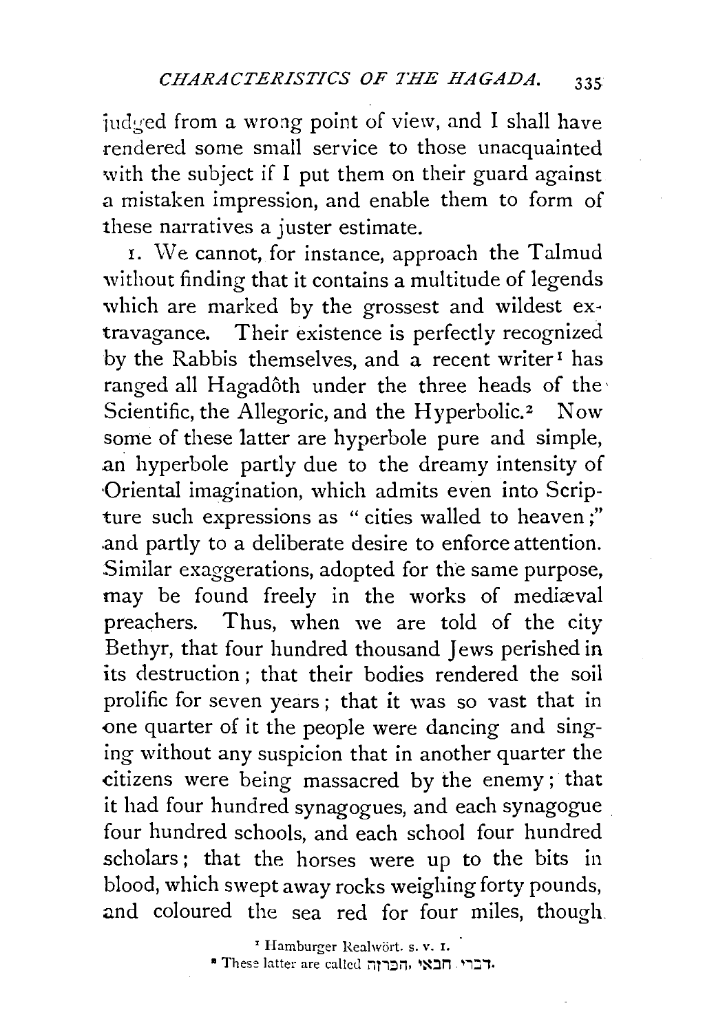judged from a wrong point of view, and I shall have rendered some small service to those unacquainted with the subject if I put them on their guard against a mistaken impression, and enable them to form of these narratives a juster estimate.

1. We cannot, for instance, approach the Talmud without finding that it contains a multitude of legends which are marked by the grossest and wildest extravagance. Their existence is perfectly recognized by the Rabbis themselves, and a recent writer[1] has ranged all Hagadôth under the three heads of the Scientific, the Allegoric, and the Hyperbolic.[2] Now some of these latter are hyperbole pure and simple, an hyperbole partly due to the dreamy intensity of Oriental imagination, which admits even into Scripture such expressions as "cities walled to heaven;" and partly to a deliberate desire to enforce attention. Similar exaggerations, adopted for the same purpose, may be found freely in the works of mediæval preachers. Thus, when we are told of the city Bethyr, that four hundred thousand Jews perished in its destruction; that their bodies rendered the soil prolific for seven years; that it was so vast that in one quarter of it the people were dancing and singing without any suspicion that in another quarter the citizens were being massacred by the enemy; that it had four hundred synagogues, and each synagogue four hundred schools, and each school four hundred scholars; that the horses were up to the bits in blood, which swept away rocks weighing forty pounds, and coloured the sea red for four miles, though

[1] Hamburger Realwört. s. v. I.

[2] These latter are called דברי. חבאי, הפרזה.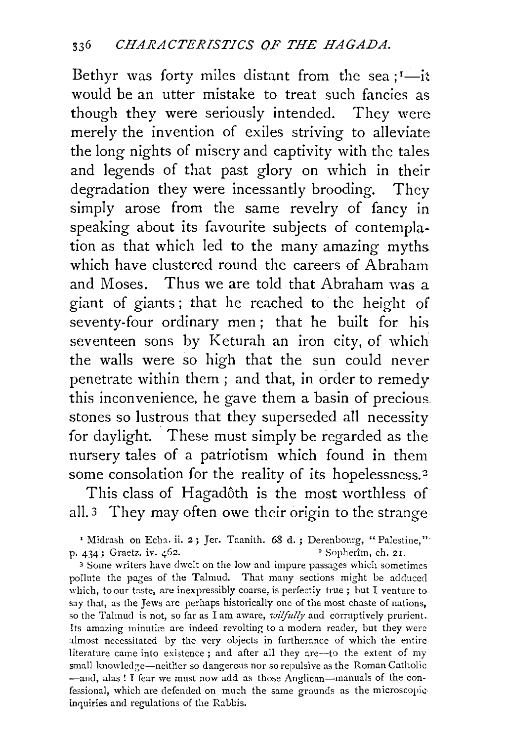Bethyr was forty miles distant from the sea;[1]—it would be an utter mistake to treat such fancies as though they were seriously intended. They were merely the invention of exiles striving to alleviate the long nights of misery and captivity with the tales and legends of that past glory on which in their degradation they were incessantly brooding. They simply arose from the same revelry of fancy in speaking about its favourite subjects of contemplation as that which led to the many amazing myths which have clustered round the careers of Abraham and Moses. Thus we are told that Abraham was a giant of giants; that he reached to the height of seventy-four ordinary men; that he built for his seventeen sons by Keturah an iron city, of which the walls were so high that the sun could never penetrate within them; and that, in order to remedy this inconvenience, he gave them a basin of precious stones so lustrous that they superseded all necessity for daylight. These must simply be regarded as the nursery tales of a patriotism which found in them some consolation for the reality of its hopelessness.[2]

This class of Hagadôth is the most worthless of all.[3] They may often owe their origin to the strange

---

[1] Midrash on Echa. ii. 2; Jer. Taanith. 68 d.; Derenbourg, "Palestine," p. 434; Graetz. iv. 462.

[2] Sopherim, ch. 21.

[3] Some writers have dwelt on the low and impure passages which sometimes pollute the pages of the Talmud. That many sections might be adduced which, to our taste, are inexpressibly coarse, is perfectly true; but I venture to say that, as the Jews are perhaps historically one of the most chaste of nations, so the Talmud is not, so far as I am aware, *wilfully* and corruptively prurient. Its amazing minutiæ are indeed revolting to a modern reader, but they were almost necessitated by the very objects in furtherance of which the entire literature came into existence; and after all they are—to the extent of my small knowledge—neither so dangerous nor so repulsive as the Roman Catholic—and, alas! I fear we must now add as those Anglican—manuals of the confessional, which are defended on much the same grounds as the microscopic inquiries and regulations of the Rabbis.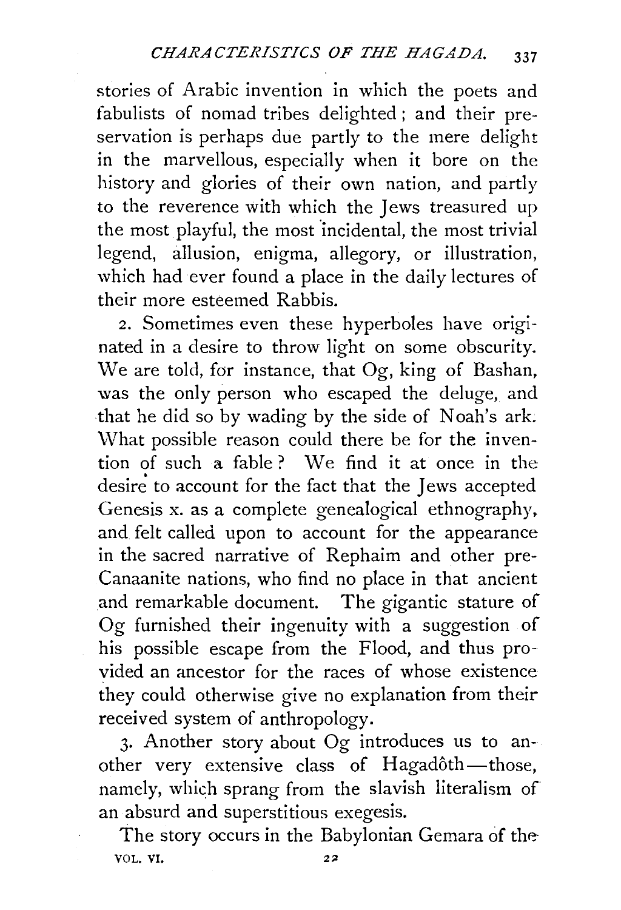stories of Arabic invention in which the poets and fabulists of nomad tribes delighted; and their preservation is perhaps due partly to the mere delight in the marvellous, especially when it bore on the history and glories of their own nation, and partly to the reverence with which the Jews treasured up the most playful, the most incidental, the most trivial legend, allusion, enigma, allegory, or illustration, which had ever found a place in the daily lectures of their more esteemed Rabbis.

2. Sometimes even these hyperboles have originated in a desire to throw light on some obscurity. We are told, for instance, that Og, king of Bashan, was the only person who escaped the deluge, and that he did so by wading by the side of Noah's ark. What possible reason could there be for the invention of such a fable? We find it at once in the desire to account for the fact that the Jews accepted Genesis x. as a complete genealogical ethnography, and felt called upon to account for the appearance in the sacred narrative of Rephaim and other pre-Canaanite nations, who find no place in that ancient and remarkable document. The gigantic stature of Og furnished their ingenuity with a suggestion of his possible escape from the Flood, and thus provided an ancestor for the races of whose existence they could otherwise give no explanation from their received system of anthropology.

3. Another story about Og introduces us to another very extensive class of Hagadôth—those, namely, which sprang from the slavish literalism of an absurd and superstitious exegesis.

The story occurs in the Babylonian Gemara of the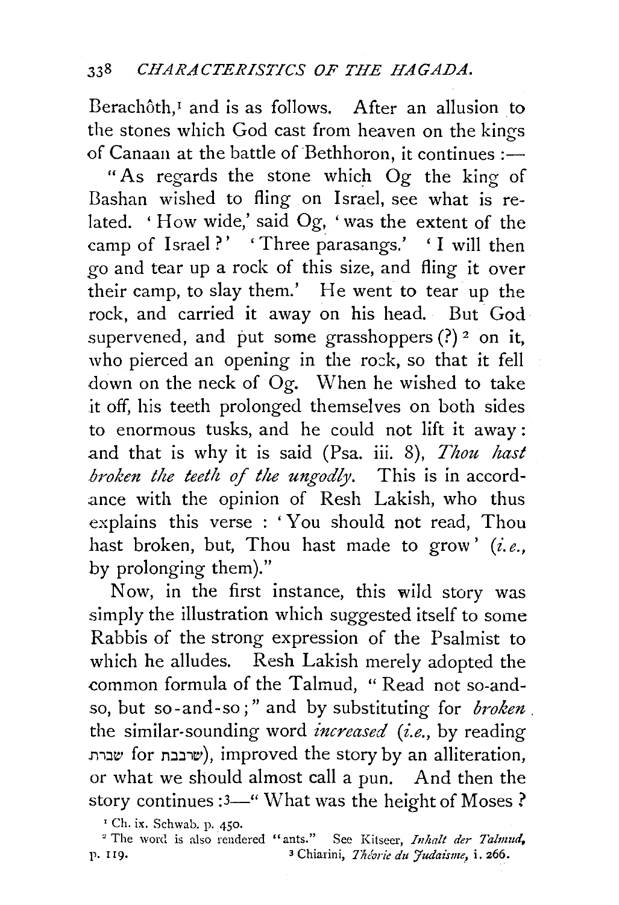Berachôth,[1] and is as follows. After an allusion to the stones which God cast from heaven on the kings of Canaan at the battle of Bethhoron, it continues :—

"As regards the stone which Og the king of Bashan wished to fling on Israel, see what is related. 'How wide,' said Og, 'was the extent of the camp of Israel?' 'Three parasangs.' 'I will then go and tear up a rock of this size, and fling it over their camp, to slay them.' He went to tear up the rock, and carried it away on his head. But God supervened, and put some grasshoppers (?)[2] on it, who pierced an opening in the rock, so that it fell down on the neck of Og. When he wished to take it off, his teeth prolonged themselves on both sides to enormous tusks, and he could not lift it away: and that is why it is said (Psa. iii. 8), *Thou hast broken the teeth of the ungodly.* This is in accordance with the opinion of Resh Lakish, who thus explains this verse : 'You should not read, Thou hast broken, but, Thou hast made to grow' (*i.e.*, by prolonging them)."

Now, in the first instance, this wild story was simply the illustration which suggested itself to some Rabbis of the strong expression of the Psalmist to which he alludes. Resh Lakish merely adopted the common formula of the Talmud, "Read not so-and-so, but so-and-so;" and by substituting for *broken* the similar-sounding word *increased* (*i.e.*, by reading שרבבת for שברת), improved the story by an alliteration, or what we should almost call a pun. And then the story continues :[3]—"What was the height of Moses?

[1] Ch. ix. Schwab. p. 450.

[2] The word is also rendered "ants." See Kitseer, *Inhalt der Talmud*, p. 119.

[3] Chiarini, *Théorie du Judaisme*, i. 266.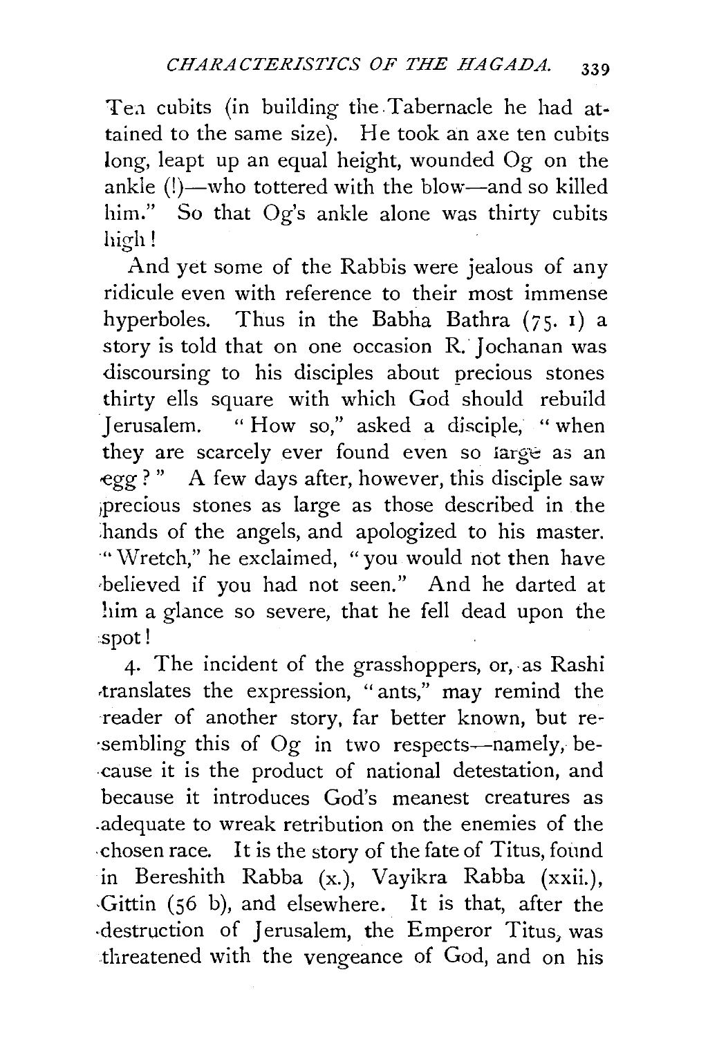Ten cubits (in building the Tabernacle he had attained to the same size). He took an axe ten cubits long, leapt up an equal height, wounded Og on the ankle (!)—who tottered with the blow—and so killed him." So that Og's ankle alone was thirty cubits high!

And yet some of the Rabbis were jealous of any ridicule even with reference to their most immense hyperboles. Thus in the Babha Bathra (75. 1) a story is told that on one occasion R. Jochanan was discoursing to his disciples about precious stones thirty ells square with which God should rebuild Jerusalem. "How so," asked a disciple, "when they are scarcely ever found even so large as an egg?" A few days after, however, this disciple saw precious stones as large as those described in the hands of the angels, and apologized to his master. "Wretch," he exclaimed, "you would not then have believed if you had not seen." And he darted at him a glance so severe, that he fell dead upon the spot!

4. The incident of the grasshoppers, or, as Rashi translates the expression, "ants," may remind the reader of another story, far better known, but resembling this of Og in two respects—namely, because it is the product of national detestation, and because it introduces God's meanest creatures as adequate to wreak retribution on the enemies of the chosen race. It is the story of the fate of Titus, found in Bereshith Rabba (x.), Vayikra Rabba (xxii.), Gittin (56 b), and elsewhere. It is that, after the destruction of Jerusalem, the Emperor Titus, was threatened with the vengeance of God, and on his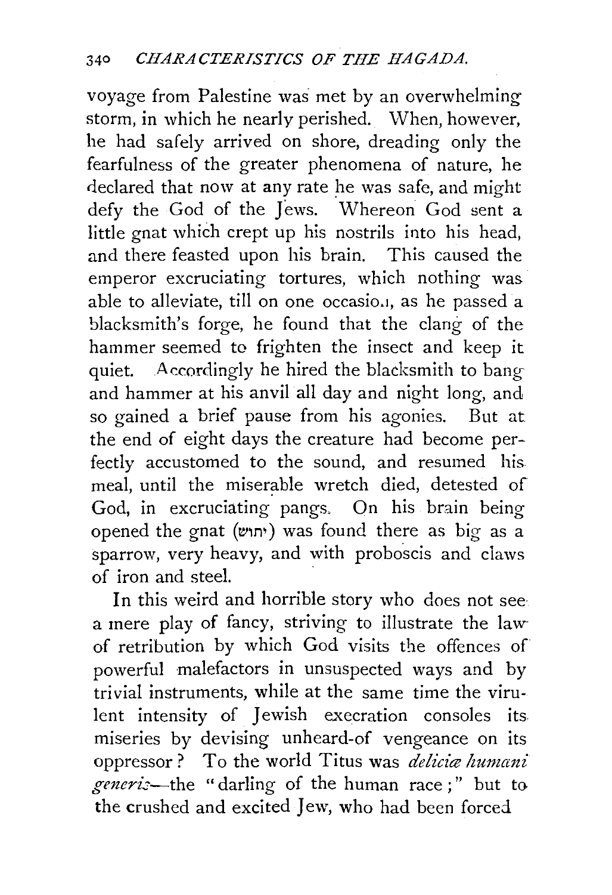voyage from Palestine was met by an overwhelming storm, in which he nearly perished. When, however, he had safely arrived on shore, dreading only the fearfulness of the greater phenomena of nature, he declared that now at any rate he was safe, and might defy the God of the Jews. Whereon God sent a little gnat which crept up his nostrils into his head, and there feasted upon his brain. This caused the emperor excruciating tortures, which nothing was able to alleviate, till on one occasion, as he passed a blacksmith's forge, he found that the clang of the hammer seemed to frighten the insect and keep it quiet. Accordingly he hired the blacksmith to bang and hammer at his anvil all day and night long, and so gained a brief pause from his agonies. But at the end of eight days the creature had become perfectly accustomed to the sound, and resumed his meal, until the miserable wretch died, detested of God, in excruciating pangs. On his brain being opened the gnat (יתוש) was found there as big as a sparrow, very heavy, and with proboscis and claws of iron and steel.

In this weird and horrible story who does not see a mere play of fancy, striving to illustrate the law of retribution by which God visits the offences of powerful malefactors in unsuspected ways and by trivial instruments, while at the same time the virulent intensity of Jewish execration consoles its miseries by devising unheard-of vengeance on its oppressor? To the world Titus was *deliciæ humani generis*—the "darling of the human race;" but to the crushed and excited Jew, who had been forced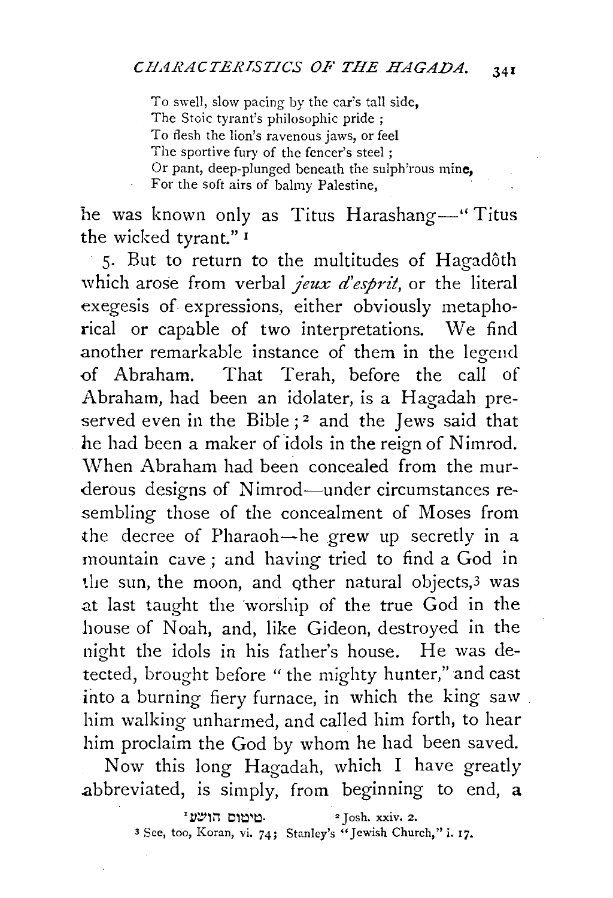> To swell, slow pacing by the car's tall side,
> The Stoic tyrant's philosophic pride ;
> To flesh the lion's ravenous jaws, or feel
> The sportive fury of the fencer's steel ;
> Or pant, deep-plunged beneath the sulph'rous mine,
> For the soft airs of balmy Palestine,

he was known only as Titus Harashang—"Titus the wicked tyrant."[1]

5. But to return to the multitudes of Hagadôth which arose from verbal *jeux d'esprit*, or the literal exegesis of expressions, either obviously metaphorical or capable of two interpretations. We find another remarkable instance of them in the legend of Abraham. That Terah, before the call of Abraham, had been an idolater, is a Hagadah preserved even in the Bible ;[2] and the Jews said that he had been a maker of idols in the reign of Nimrod. When Abraham had been concealed from the murderous designs of Nimrod—under circumstances resembling those of the concealment of Moses from the decree of Pharaoh—he grew up secretly in a mountain cave ; and having tried to find a God in the sun, the moon, and other natural objects,[3] was at last taught the worship of the true God in the house of Noah, and, like Gideon, destroyed in the night the idols in his father's house. He was detected, brought before "the mighty hunter," and cast into a burning fiery furnace, in which the king saw him walking unharmed, and called him forth, to hear him proclaim the God by whom he had been saved.

Now this long Hagadah, which I have greatly abbreviated, is simply, from beginning to end, a

[1] טיטוס הרשע.

[2] Josh. xxiv. 2.

[3] See, too, Koran, vi. 74; Stanley's "Jewish Church," i. 17.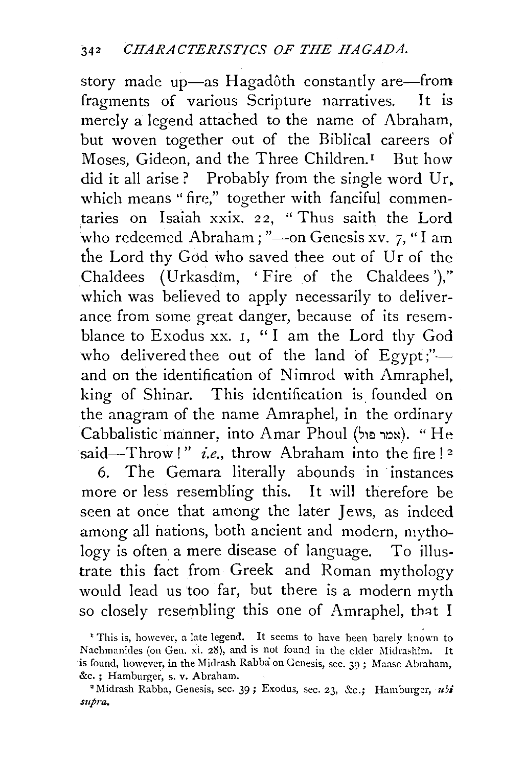story made up—as Hagadôth constantly are—from fragments of various Scripture narratives. It is merely a legend attached to the name of Abraham, but woven together out of the Biblical careers of Moses, Gideon, and the Three Children.[1] But how did it all arise? Probably from the single word Ur, which means "fire," together with fanciful commentaries on Isaiah xxix. 22, "Thus saith the Lord who redeemed Abraham;"—on Genesis xv. 7, "I am the Lord thy God who saved thee out of Ur of the Chaldees (Urkasdîm, 'Fire of the Chaldees')," which was believed to apply necessarily to deliverance from some great danger, because of its resemblance to Exodus xx. 1, "I am the Lord thy God who delivered thee out of the land of Egypt;"—and on the identification of Nimrod with Amraphel, king of Shinar. This identification is founded on the anagram of the name Amraphel, in the ordinary Cabbalistic manner, into Amar Phoul (אמר פול). "He said—Throw!" *i.e.*, throw Abraham into the fire![2]

6. The Gemara literally abounds in instances more or less resembling this. It will therefore be seen at once that among the later Jews, as indeed among all nations, both ancient and modern, mythology is often a mere disease of language. To illustrate this fact from Greek and Roman mythology would lead us too far, but there is a modern myth so closely resembling this one of Amraphel, that I

[1] This is, however, a late legend. It seems to have been barely known to Nachmanides (on Gen. xi. 28), and is not found in the older Midrashîm. It is found, however, in the Midrash Rabba on Genesis, sec. 39; Maase Abraham, &c.; Hamburger, s. v. Abraham.

[2] Midrash Rabba, Genesis, sec. 39; Exodus, sec. 23, &c.; Hamburger, *ubi supra*.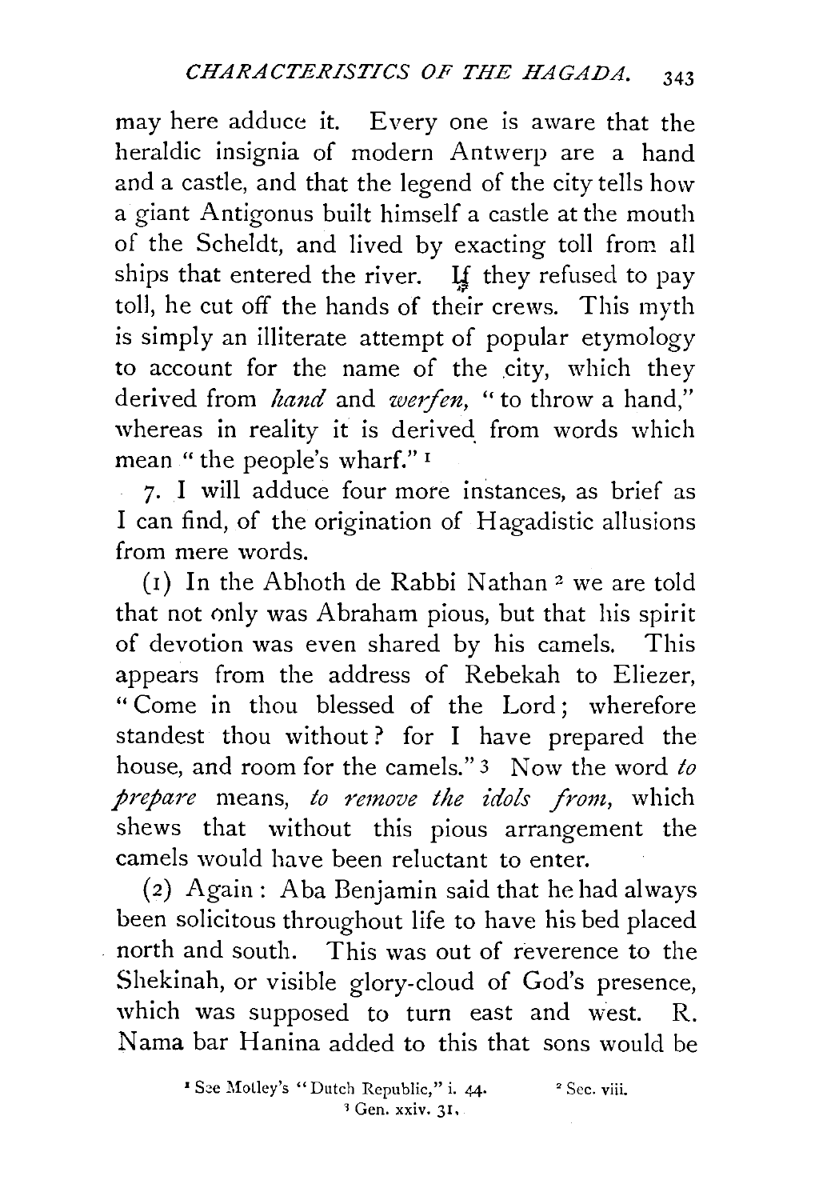may here adduce it. Every one is aware that the heraldic insignia of modern Antwerp are a hand and a castle, and that the legend of the city tells how a giant Antigonus built himself a castle at the mouth of the Scheldt, and lived by exacting toll from all ships that entered the river. If they refused to pay toll, he cut off the hands of their crews. This myth is simply an illiterate attempt of popular etymology to account for the name of the city, which they derived from *hand* and *werfen*, "to throw a hand," whereas in reality it is derived from words which mean "the people's wharf." [1]

7. I will adduce four more instances, as brief as I can find, of the origination of Hagadistic allusions from mere words.

(1) In the Abhoth de Rabbi Nathan [2] we are told that not only was Abraham pious, but that his spirit of devotion was even shared by his camels. This appears from the address of Rebekah to Eliezer, "Come in thou blessed of the Lord; wherefore standest thou without? for I have prepared the house, and room for the camels." [3] Now the word *to prepare* means, *to remove the idols from*, which shews that without this pious arrangement the camels would have been reluctant to enter.

(2) Again: Aba Benjamin said that he had always been solicitous throughout life to have his bed placed north and south. This was out of reverence to the Shekinah, or visible glory-cloud of God's presence, which was supposed to turn east and west. R. Nama bar Hanina added to this that sons would be

[1] See Motley's "Dutch Republic," i. 44.
[2] Sec. viii.
[3] Gen. xxiv. 31.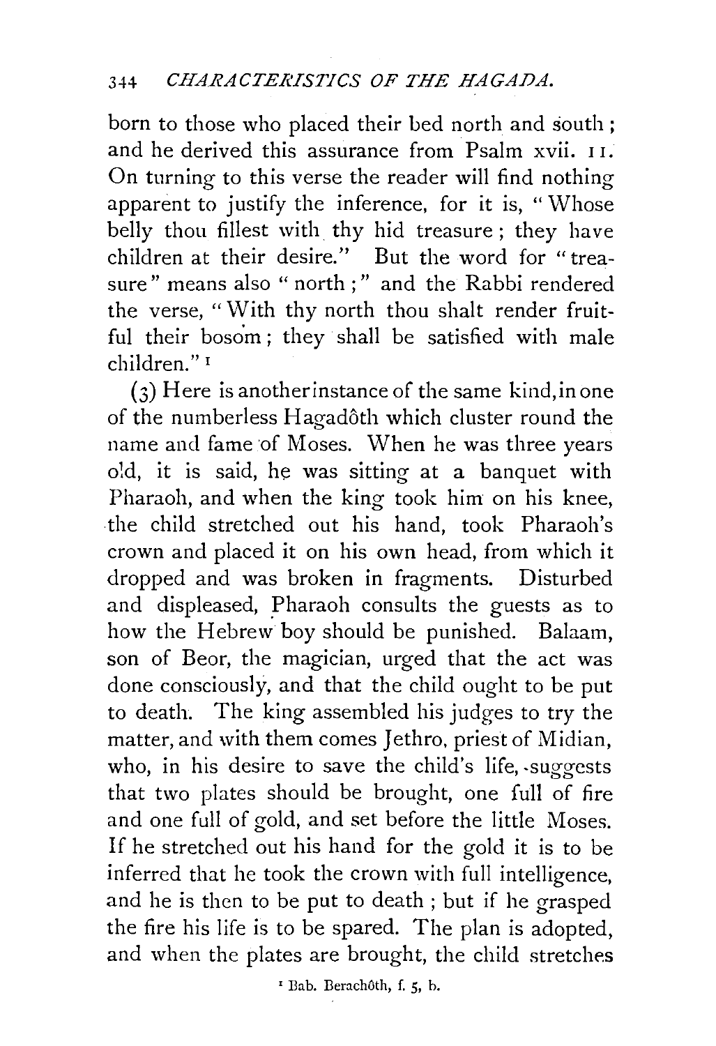born to those who placed their bed north and south; and he derived this assurance from Psalm xvii. 11. On turning to this verse the reader will find nothing apparent to justify the inference, for it is, "Whose belly thou fillest with thy hid treasure; they have children at their desire." But the word for "treasure" means also "north;" and the Rabbi rendered the verse, "With thy north thou shalt render fruitful their bosom; they shall be satisfied with male children."[1]

(3) Here is another instance of the same kind, in one of the numberless Hagadôth which cluster round the name and fame of Moses. When he was three years old, it is said, he was sitting at a banquet with Pharaoh, and when the king took him on his knee, the child stretched out his hand, took Pharaoh's crown and placed it on his own head, from which it dropped and was broken in fragments. Disturbed and displeased, Pharaoh consults the guests as to how the Hebrew boy should be punished. Balaam, son of Beor, the magician, urged that the act was done consciously, and that the child ought to be put to death. The king assembled his judges to try the matter, and with them comes Jethro, priest of Midian, who, in his desire to save the child's life, suggests that two plates should be brought, one full of fire and one full of gold, and set before the little Moses. If he stretched out his hand for the gold it is to be inferred that he took the crown with full intelligence, and he is then to be put to death; but if he grasped the fire his life is to be spared. The plan is adopted, and when the plates are brought, the child stretches

[1] Bab. Berachôth, f. 5, b.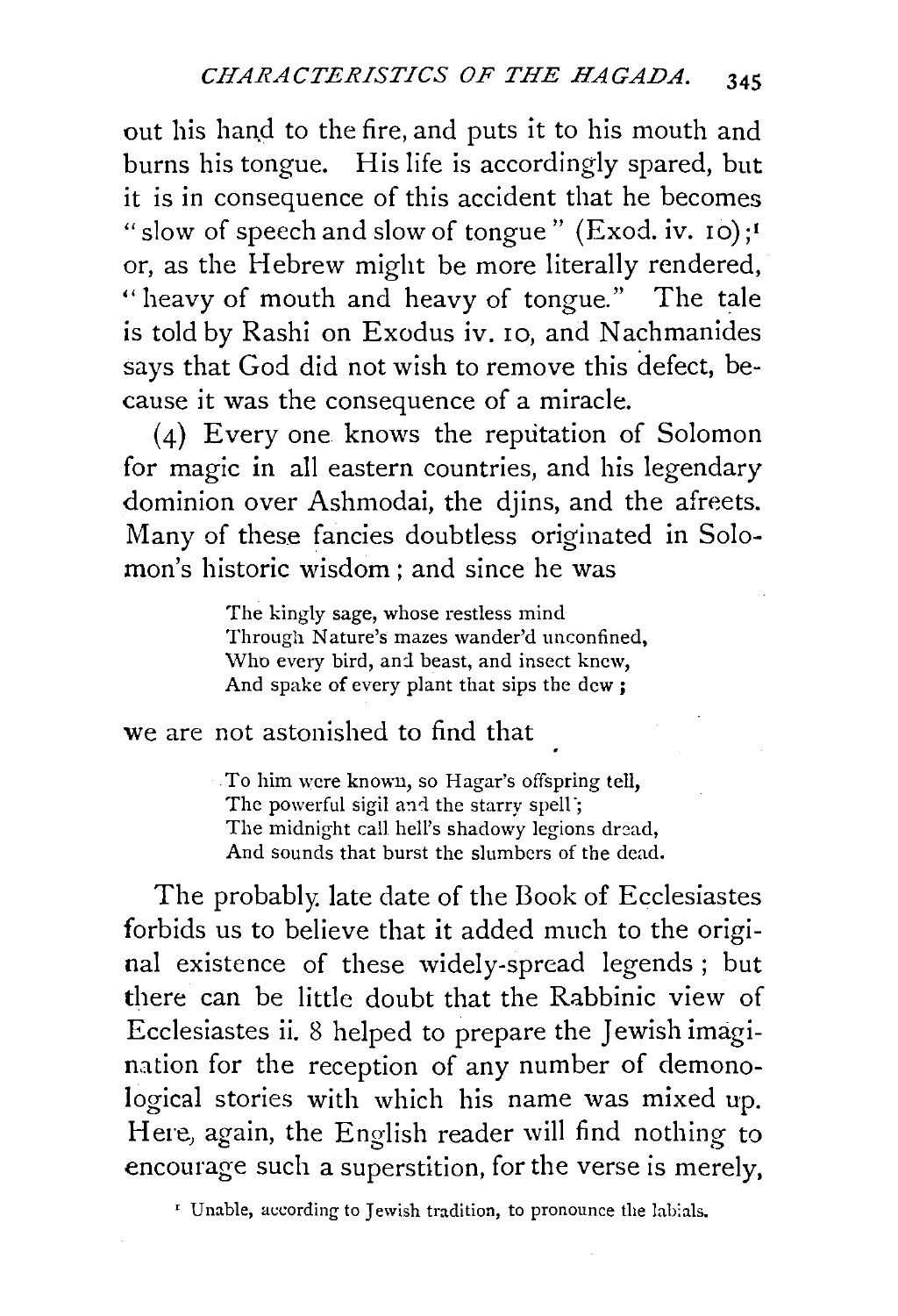out his hand to the fire, and puts it to his mouth and burns his tongue. His life is accordingly spared, but it is in consequence of this accident that he becomes "slow of speech and slow of tongue" (Exod. iv. 10);[1] or, as the Hebrew might be more literally rendered, "heavy of mouth and heavy of tongue." The tale is told by Rashi on Exodus iv. 10, and Nachmanides says that God did not wish to remove this defect, because it was the consequence of a miracle.

(4) Every one knows the reputation of Solomon for magic in all eastern countries, and his legendary dominion over Ashmodai, the djins, and the afreets. Many of these fancies doubtless originated in Solomon's historic wisdom; and since he was

> The kingly sage, whose restless mind
> Through Nature's mazes wander'd unconfined,
> Who every bird, and beast, and insect knew,
> And spake of every plant that sips the dew;

we are not astonished to find that

> To him were known, so Hagar's offspring tell,
> The powerful sigil and the starry spell;
> The midnight call hell's shadowy legions dread,
> And sounds that burst the slumbers of the dead.

The probably late date of the Book of Ecclesiastes forbids us to believe that it added much to the original existence of these widely-spread legends; but there can be little doubt that the Rabbinic view of Ecclesiastes ii. 8 helped to prepare the Jewish imagination for the reception of any number of demonological stories with which his name was mixed up. Here, again, the English reader will find nothing to encourage such a superstition, for the verse is merely,

[1] Unable, according to Jewish tradition, to pronounce the labials.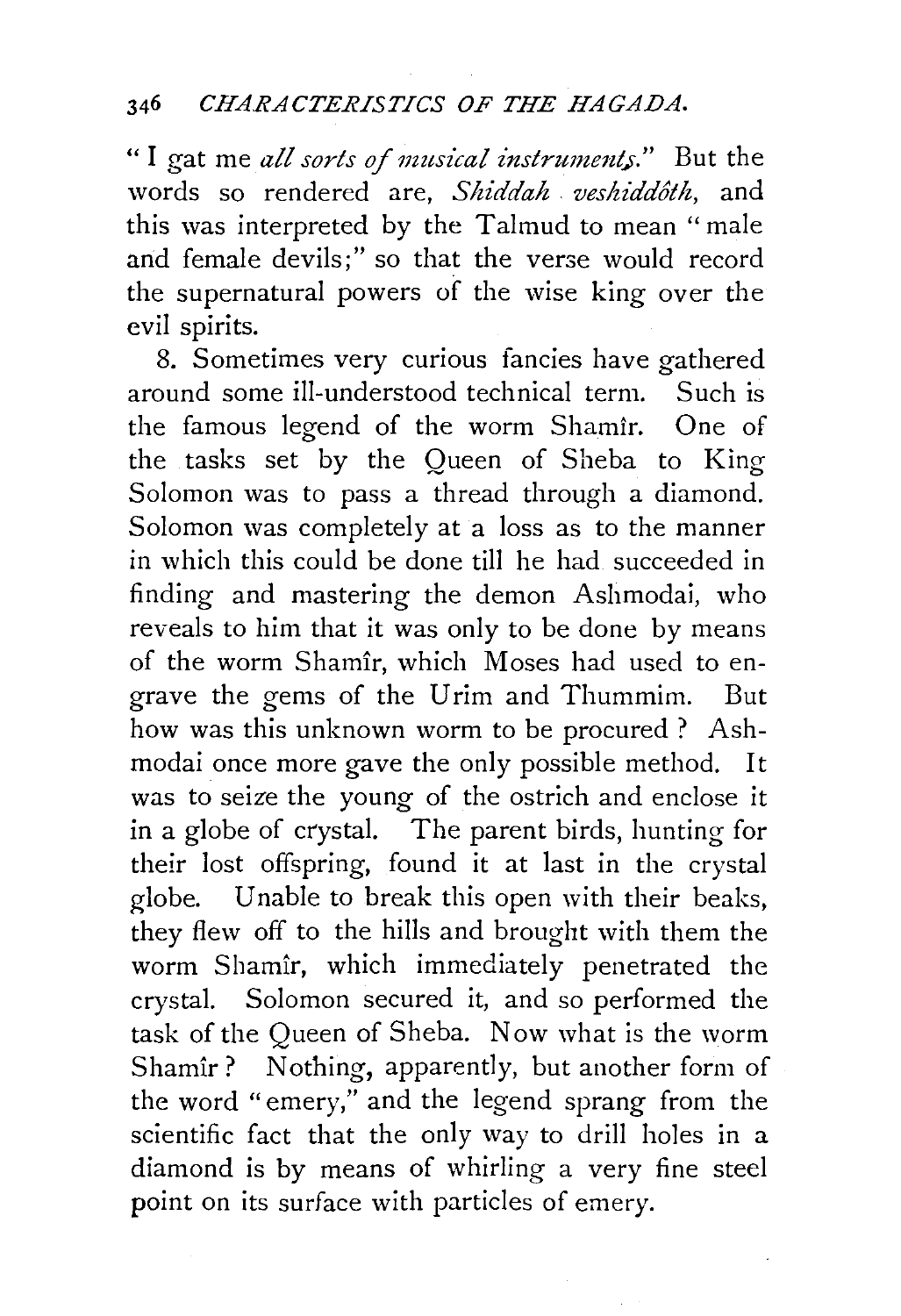"I gat me *all sorts of musical instruments*." But the words so rendered are, *Shiddah veshiddôth*, and this was interpreted by the Talmud to mean "male and female devils;" so that the verse would record the supernatural powers of the wise king over the evil spirits.

8. Sometimes very curious fancies have gathered around some ill-understood technical term. Such is the famous legend of the worm Shamîr. One of the tasks set by the Queen of Sheba to King Solomon was to pass a thread through a diamond. Solomon was completely at a loss as to the manner in which this could be done till he had succeeded in finding and mastering the demon Ashmodai, who reveals to him that it was only to be done by means of the worm Shamîr, which Moses had used to engrave the gems of the Urim and Thummim. But how was this unknown worm to be procured? Ashmodai once more gave the only possible method. It was to seize the young of the ostrich and enclose it in a globe of crystal. The parent birds, hunting for their lost offspring, found it at last in the crystal globe. Unable to break this open with their beaks, they flew off to the hills and brought with them the worm Shamîr, which immediately penetrated the crystal. Solomon secured it, and so performed the task of the Queen of Sheba. Now what is the worm Shamîr? Nothing, apparently, but another form of the word "emery," and the legend sprang from the scientific fact that the only way to drill holes in a diamond is by means of whirling a very fine steel point on its surface with particles of emery.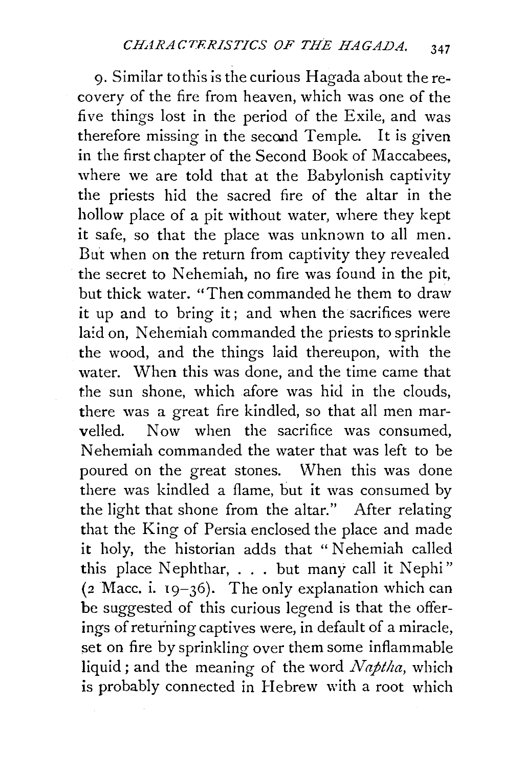9. Similar to this is the curious Hagada about the recovery of the fire from heaven, which was one of the five things lost in the period of the Exile, and was therefore missing in the second Temple. It is given in the first chapter of the Second Book of Maccabees, where we are told that at the Babylonish captivity the priests hid the sacred fire of the altar in the hollow place of a pit without water, where they kept it safe, so that the place was unknown to all men. But when on the return from captivity they revealed the secret to Nehemiah, no fire was found in the pit, but thick water. "Then commanded he them to draw it up and to bring it; and when the sacrifices were laid on, Nehemiah commanded the priests to sprinkle the wood, and the things laid thereupon, with the water. When this was done, and the time came that the sun shone, which afore was hid in the clouds, there was a great fire kindled, so that all men marvelled. Now when the sacrifice was consumed, Nehemiah commanded the water that was left to be poured on the great stones. When this was done there was kindled a flame, but it was consumed by the light that shone from the altar." After relating that the King of Persia enclosed the place and made it holy, the historian adds that "Nehemiah called this place Nephthar, . . . but many call it Nephi" (2 Macc. i. 19–36). The only explanation which can be suggested of this curious legend is that the offerings of returning captives were, in default of a miracle, set on fire by sprinkling over them some inflammable liquid; and the meaning of the word *Naptha*, which is probably connected in Hebrew with a root which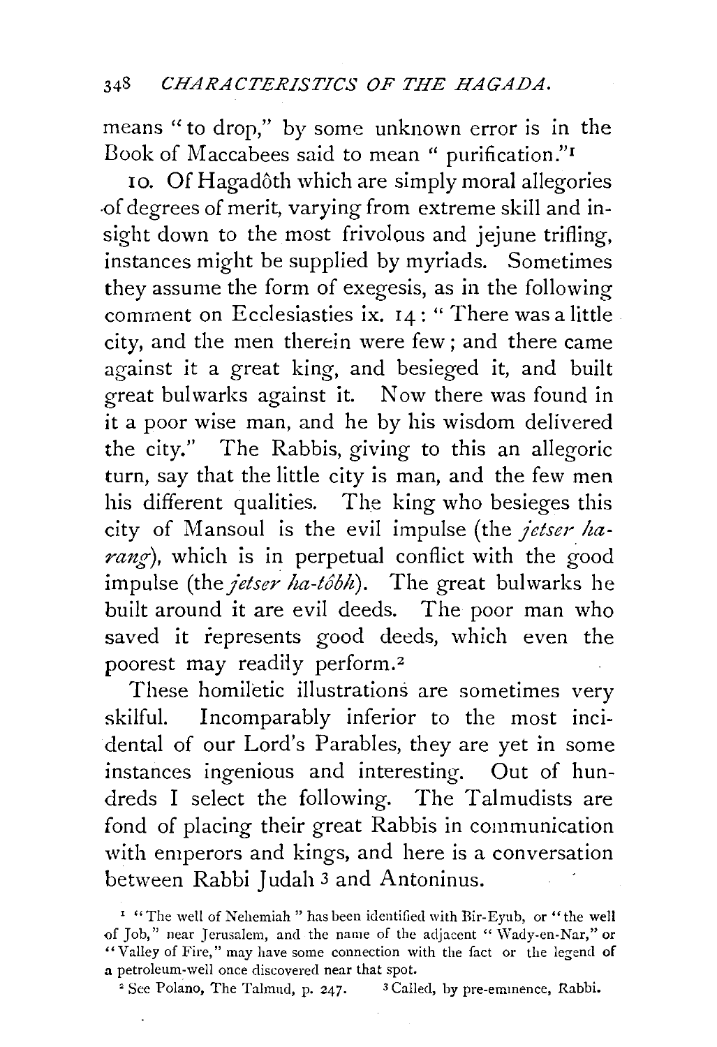means "to drop," by some unknown error is in the Book of Maccabees said to mean "purification."[1]

10. Of Hagadôth which are simply moral allegories of degrees of merit, varying from extreme skill and insight down to the most frivolous and jejune trifling, instances might be supplied by myriads. Sometimes they assume the form of exegesis, as in the following comment on Ecclesiasties ix. 14: "There was a little city, and the men therein were few; and there came against it a great king, and besieged it, and built great bulwarks against it. Now there was found in it a poor wise man, and he by his wisdom delivered the city." The Rabbis, giving to this an allegoric turn, say that the little city is man, and the few men his different qualities. The king who besieges this city of Mansoul is the evil impulse (the *jetser ha-rang*), which is in perpetual conflict with the good impulse (the *jetser ha-tôbh*). The great bulwarks he built around it are evil deeds. The poor man who saved it represents good deeds, which even the poorest may readily perform.[2]

These homiletic illustrations are sometimes very skilful. Incomparably inferior to the most incidental of our Lord's Parables, they are yet in some instances ingenious and interesting. Out of hundreds I select the following. The Talmudists are fond of placing their great Rabbis in communication with emperors and kings, and here is a conversation between Rabbi Judah[3] and Antoninus.

[1] "The well of Nehemiah" has been identified with Bir-Eyub, or "the well of Job," near Jerusalem, and the name of the adjacent "Wady-en-Nar," or "Valley of Fire," may have some connection with the fact or the legend of a petroleum-well once discovered near that spot.

[2] See Polano, The Talmud, p. 247.

[3] Called, by pre-eminence, Rabbi.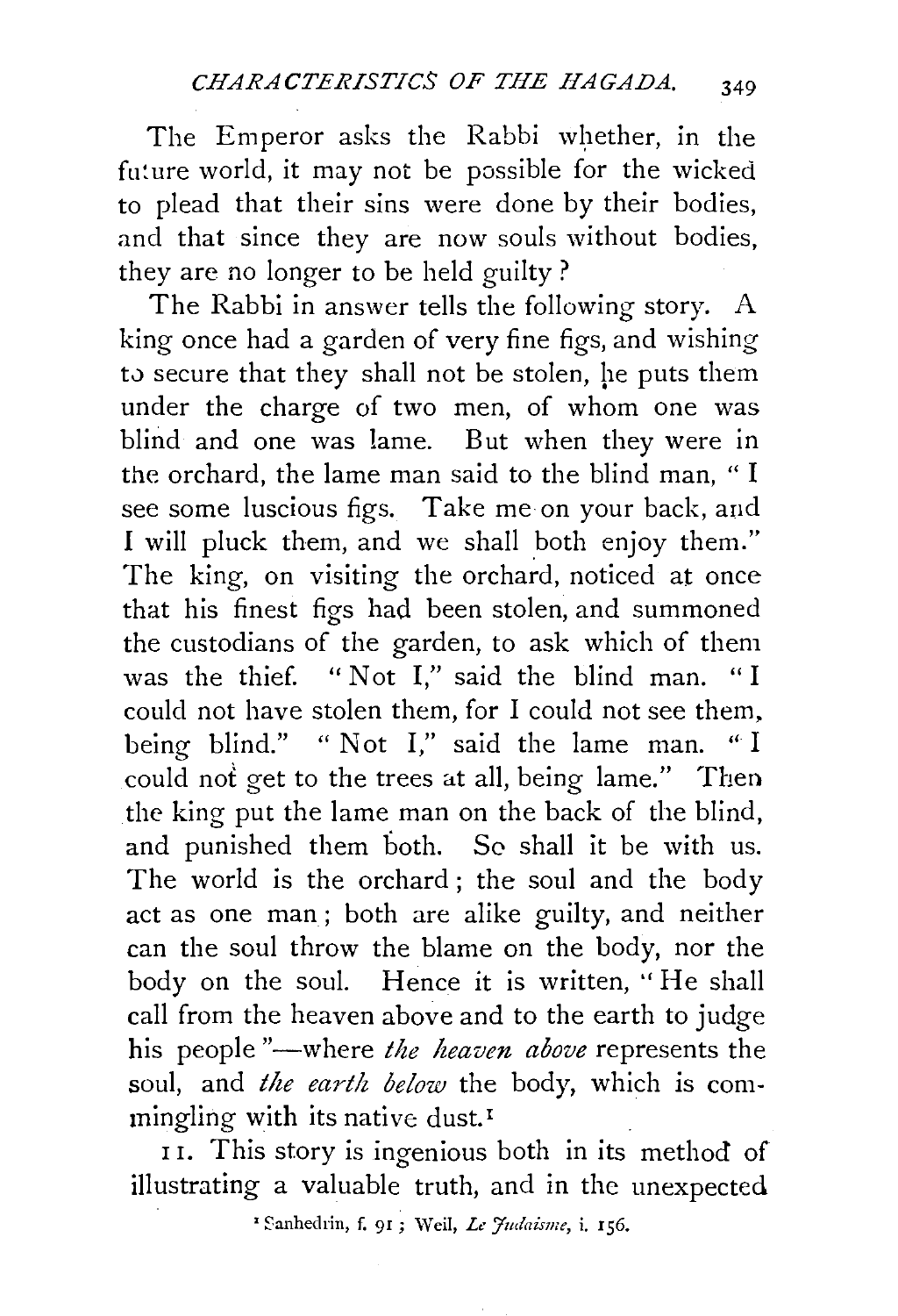The Emperor asks the Rabbi whether, in the future world, it may not be possible for the wicked to plead that their sins were done by their bodies, and that since they are now souls without bodies, they are no longer to be held guilty?

The Rabbi in answer tells the following story. A king once had a garden of very fine figs, and wishing to secure that they shall not be stolen, he puts them under the charge of two men, of whom one was blind and one was lame. But when they were in the orchard, the lame man said to the blind man, "I see some luscious figs. Take me on your back, and I will pluck them, and we shall both enjoy them." The king, on visiting the orchard, noticed at once that his finest figs had been stolen, and summoned the custodians of the garden, to ask which of them was the thief. "Not I," said the blind man. "I could not have stolen them, for I could not see them, being blind." "Not I," said the lame man. "I could not get to the trees at all, being lame." Then the king put the lame man on the back of the blind, and punished them both. So shall it be with us. The world is the orchard; the soul and the body act as one man; both are alike guilty, and neither can the soul throw the blame on the body, nor the body on the soul. Hence it is written, "He shall call from the heaven above and to the earth to judge his people"—where *the heaven above* represents the soul, and *the earth below* the body, which is commingling with its native dust.[1]

11. This story is ingenious both in its method of illustrating a valuable truth, and in the unexpected

[1] Sanhedrin, f. 91; Weil, *Le Judaisme*, i. 156.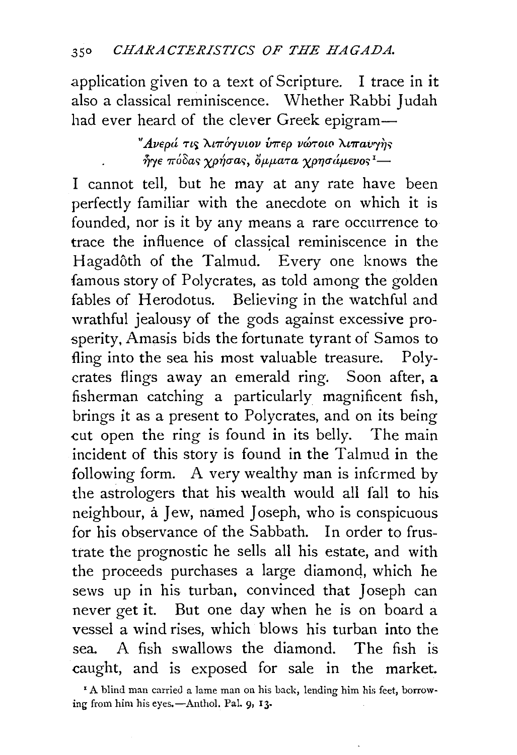application given to a text of Scripture. I trace in it also a classical reminiscence. Whether Rabbi Judah had ever heard of the clever Greek epigram—

> Ἀνερά τις λιπόγυιον ὑπὲρ νώτοιο λιπαυγὴς
> ἦγε πόδας χρήσας, ὄμματα χρησάμενος[1]—

I cannot tell, but he may at any rate have been perfectly familiar with the anecdote on which it is founded, nor is it by any means a rare occurrence to trace the influence of classical reminiscence in the Hagadôth of the Talmud. Every one knows the famous story of Polycrates, as told among the golden fables of Herodotus. Believing in the watchful and wrathful jealousy of the gods against excessive prosperity, Amasis bids the fortunate tyrant of Samos to fling into the sea his most valuable treasure. Polycrates flings away an emerald ring. Soon after, a fisherman catching a particularly magnificent fish, brings it as a present to Polycrates, and on its being cut open the ring is found in its belly. The main incident of this story is found in the Talmud in the following form. A very wealthy man is informed by the astrologers that his wealth would all fall to his neighbour, a Jew, named Joseph, who is conspicuous for his observance of the Sabbath. In order to frustrate the prognostic he sells all his estate, and with the proceeds purchases a large diamond, which he sews up in his turban, convinced that Joseph can never get it. But one day when he is on board a vessel a wind rises, which blows his turban into the sea. A fish swallows the diamond. The fish is caught, and is exposed for sale in the market.

[1] A blind man carried a lame man on his back, lending him his feet, borrowing from him his eyes.—Anthol. Pal. 9, 13.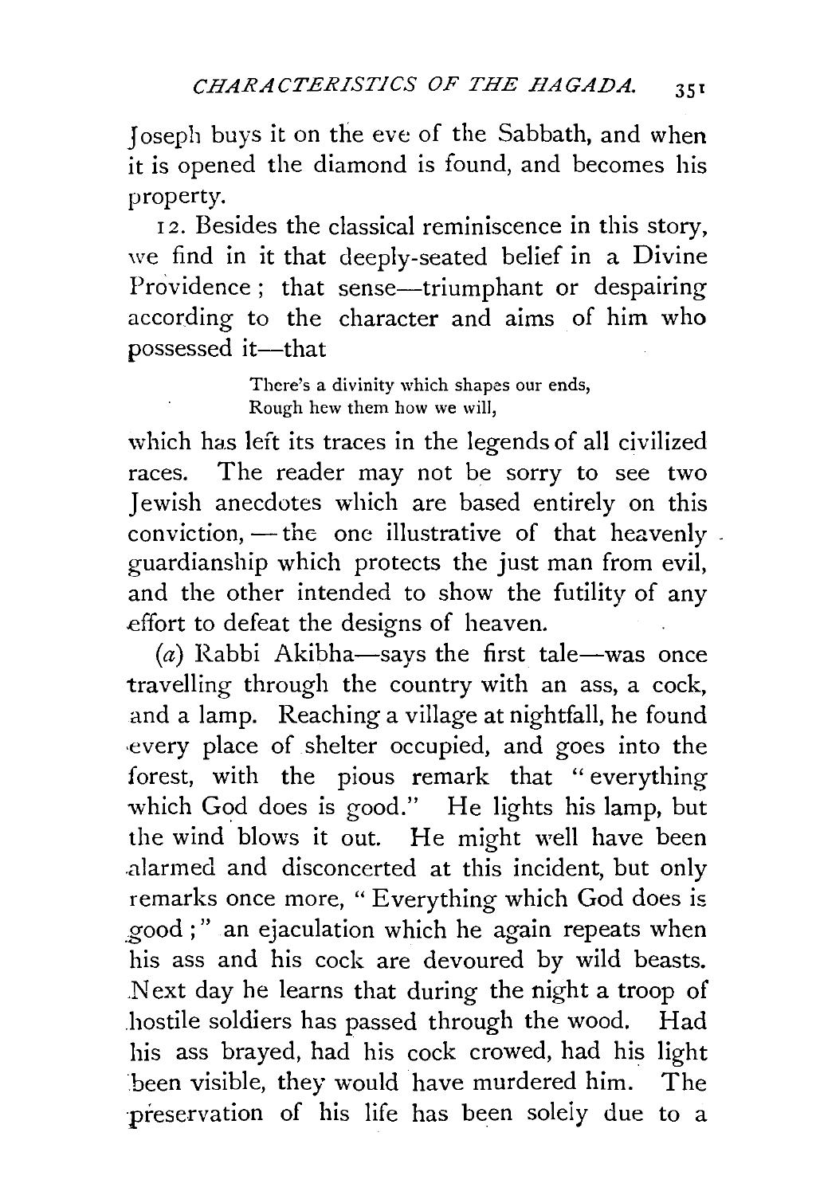Joseph buys it on the eve of the Sabbath, and when it is opened the diamond is found, and becomes his property.

12. Besides the classical reminiscence in this story, we find in it that deeply-seated belief in a Divine Providence; that sense—triumphant or despairing according to the character and aims of him who possessed it—that

> There's a divinity which shapes our ends,
> Rough hew them how we will,

which has left its traces in the legends of all civilized races. The reader may not be sorry to see two Jewish anecdotes which are based entirely on this conviction, — the one illustrative of that heavenly guardianship which protects the just man from evil, and the other intended to show the futility of any effort to defeat the designs of heaven.

(*a*) Rabbi Akibha—says the first tale—was once travelling through the country with an ass, a cock, and a lamp. Reaching a village at nightfall, he found every place of shelter occupied, and goes into the forest, with the pious remark that "everything which God does is good." He lights his lamp, but the wind blows it out. He might well have been alarmed and disconcerted at this incident, but only remarks once more, "Everything which God does is good;" an ejaculation which he again repeats when his ass and his cock are devoured by wild beasts. Next day he learns that during the night a troop of hostile soldiers has passed through the wood. Had his ass brayed, had his cock crowed, had his light been visible, they would have murdered him. The preservation of his life has been solely due to a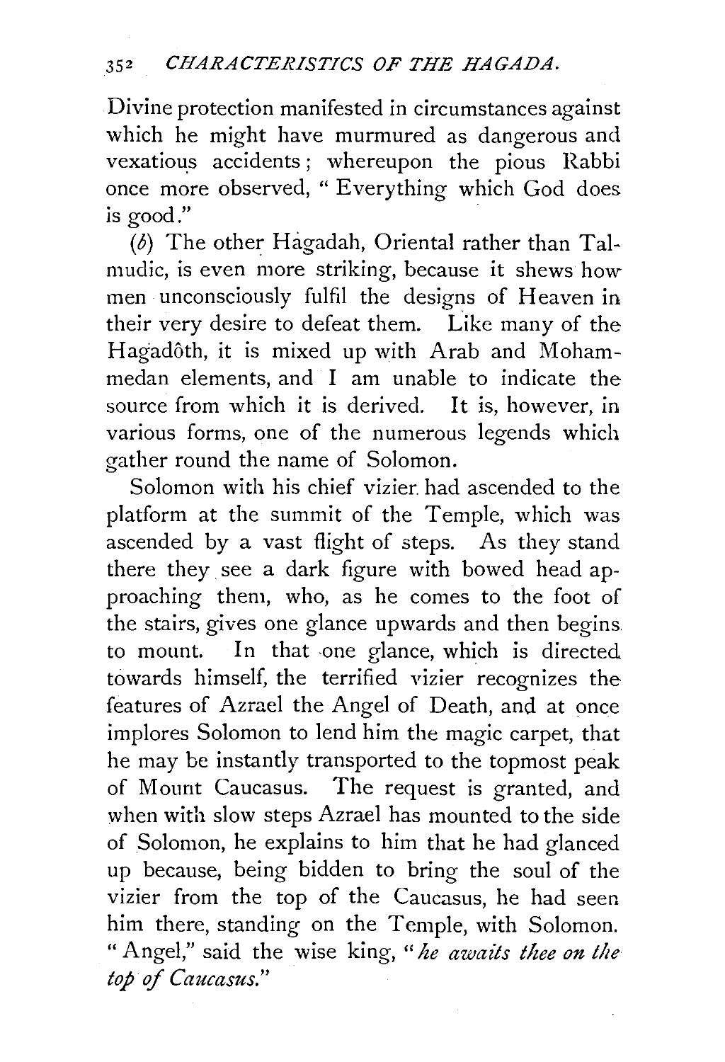Divine protection manifested in circumstances against which he might have murmured as dangerous and vexatious accidents; whereupon the pious Rabbi once more observed, " Everything which God does is good."

(*b*) The other Hagadah, Oriental rather than Talmudic, is even more striking, because it shews how men unconsciously fulfil the designs of Heaven in their very desire to defeat them. Like many of the Hagadôth, it is mixed up with Arab and Mohammedan elements, and I am unable to indicate the source from which it is derived. It is, however, in various forms, one of the numerous legends which gather round the name of Solomon.

Solomon with his chief vizier had ascended to the platform at the summit of the Temple, which was ascended by a vast flight of steps. As they stand there they see a dark figure with bowed head approaching them, who, as he comes to the foot of the stairs, gives one glance upwards and then begins to mount. In that one glance, which is directed towards himself, the terrified vizier recognizes the features of Azrael the Angel of Death, and at once implores Solomon to lend him the magic carpet, that he may be instantly transported to the topmost peak of Mount Caucasus. The request is granted, and when with slow steps Azrael has mounted to the side of Solomon, he explains to him that he had glanced up because, being bidden to bring the soul of the vizier from the top of the Caucasus, he had seen him there, standing on the Temple, with Solomon. " Angel," said the wise king, " *he awaits thee on the top of Caucasus.*"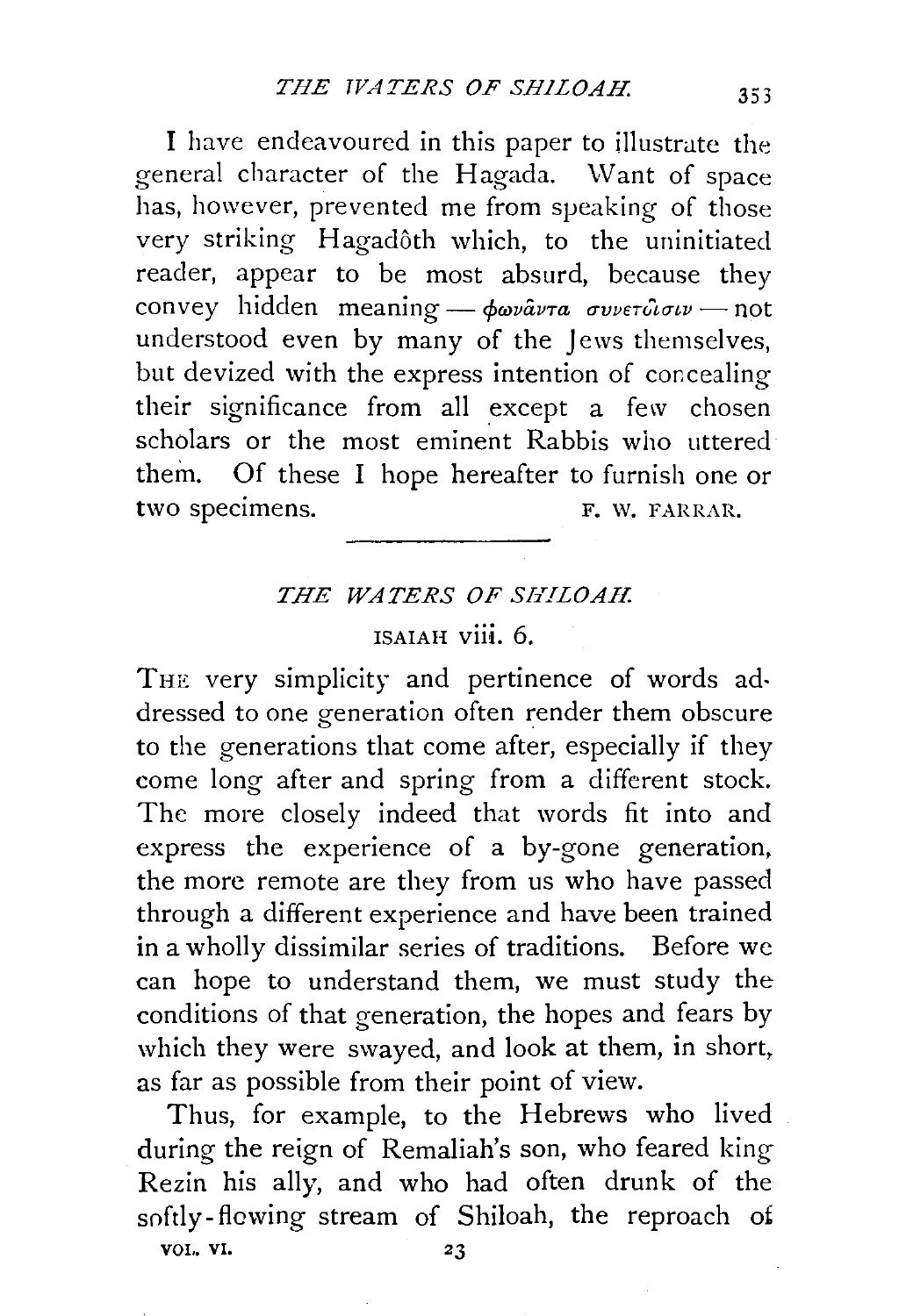I have endeavoured in this paper to illustrate the general character of the Hagada. Want of space has, however, prevented me from speaking of those very striking Hagadôth which, to the uninitiated reader, appear to be most absurd, because they convey hidden meaning — φωνᾶντα συνετοῖσιν — not understood even by many of the Jews themselves, but devized with the express intention of concealing their significance from all except a few chosen scholars or the most eminent Rabbis who uttered them. Of these I hope hereafter to furnish one or two specimens.

F. W. FARRAR.

---

## *THE WATERS OF SHILOAH.*

### ISAIAH viii. 6.

THE very simplicity and pertinence of words addressed to one generation often render them obscure to the generations that come after, especially if they come long after and spring from a different stock. The more closely indeed that words fit into and express the experience of a by-gone generation, the more remote are they from us who have passed through a different experience and have been trained in a wholly dissimilar series of traditions. Before we can hope to understand them, we must study the conditions of that generation, the hopes and fears by which they were swayed, and look at them, in short, as far as possible from their point of view.

Thus, for example, to the Hebrews who lived during the reign of Remaliah's son, who feared king Rezin his ally, and who had often drunk of the softly-flowing stream of Shiloah, the reproach of